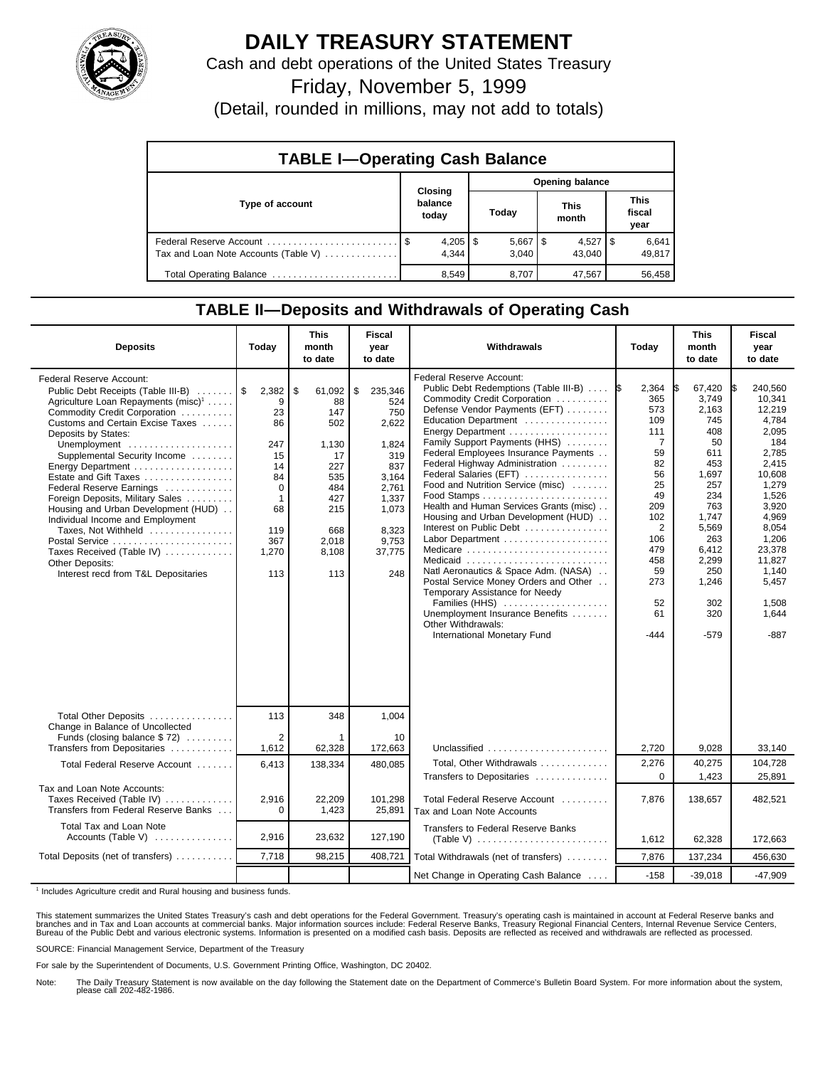# DAILY TREASURY STATEMENT

Cash and debt operations of the United States Treasury

Friday, November 5, 1999

(Detail, rounded in millions, may not add to totals)

## TABLE I—Operating Cash Balance

| Type of account | Closing balance today | Opening balance Today | Opening balance This month | Opening balance This fiscal year |
|---|---|---|---|---|
| Federal Reserve Account | $ 4,205 | $ 5,667 | $ 4,527 | $ 6,641 |
| Tax and Loan Note Accounts (Table V) | 4,344 | 3,040 | 43,040 | 49,817 |
| Total Operating Balance | 8,549 | 8,707 | 47,567 | 56,458 |

## TABLE II—Deposits and Withdrawals of Operating Cash

| Deposits | Today | This month to date | Fiscal year to date |
|---|---|---|---|
| Federal Reserve Account: | | | |
| Public Debt Receipts (Table III-B) | $ 2,382 | $ 61,092 | $ 235,346 |
| Agriculture Loan Repayments (misc)[1] | 9 | 88 | 524 |
| Commodity Credit Corporation | 23 | 147 | 750 |
| Customs and Certain Excise Taxes | 86 | 502 | 2,622 |
| Deposits by States: | | | |
| Unemployment | 247 | 1,130 | 1,824 |
| Supplemental Security Income | 15 | 17 | 319 |
| Energy Department | 14 | 227 | 837 |
| Estate and Gift Taxes | 84 | 535 | 3,164 |
| Federal Reserve Earnings | 0 | 484 | 2,761 |
| Foreign Deposits, Military Sales | 1 | 427 | 1,337 |
| Housing and Urban Development (HUD) | 68 | 215 | 1,073 |
| Individual Income and Employment Taxes, Not Withheld | 119 | 668 | 8,323 |
| Postal Service | 367 | 2,018 | 9,753 |
| Taxes Received (Table IV) | 1,270 | 8,108 | 37,775 |
| Other Deposits: | | | |
| Interest recd from T&L Depositaries | 113 | 113 | 248 |
| Total Other Deposits | 113 | 348 | 1,004 |
| Change in Balance of Uncollected Funds (closing balance $ 72) | 2 | 1 | 10 |
| Transfers from Depositaries | 1,612 | 62,328 | 172,663 |
| Total Federal Reserve Account | 6,413 | 138,334 | 480,085 |
| Tax and Loan Note Accounts: | | | |
| Taxes Received (Table IV) | 2,916 | 22,209 | 101,298 |
| Transfers from Federal Reserve Banks | 0 | 1,423 | 25,891 |
| Total Tax and Loan Note Accounts (Table V) | 2,916 | 23,632 | 127,190 |
| Total Deposits (net of transfers) | 7,718 | 98,215 | 408,721 |

| Withdrawals | Today | This month to date | Fiscal year to date |
|---|---|---|---|
| Federal Reserve Account: | | | |
| Public Debt Redemptions (Table III-B) | $ 2,364 | $ 67,420 | $ 240,560 |
| Commodity Credit Corporation | 365 | 3,749 | 10,341 |
| Defense Vendor Payments (EFT) | 573 | 2,163 | 12,219 |
| Education Department | 109 | 745 | 4,784 |
| Energy Department | 111 | 408 | 2,095 |
| Family Support Payments (HHS) | 7 | 50 | 184 |
| Federal Employees Insurance Payments | 59 | 611 | 2,785 |
| Federal Highway Administration | 82 | 453 | 2,415 |
| Federal Salaries (EFT) | 56 | 1,697 | 10,608 |
| Food and Nutrition Service (misc) | 25 | 257 | 1,279 |
| Food Stamps | 49 | 234 | 1,526 |
| Health and Human Services Grants (misc) | 209 | 763 | 3,920 |
| Housing and Urban Development (HUD) | 102 | 1,747 | 4,969 |
| Interest on Public Debt | 2 | 5,569 | 8,054 |
| Labor Department | 106 | 263 | 1,206 |
| Medicare | 479 | 6,412 | 23,378 |
| Medicaid | 458 | 2,299 | 11,827 |
| Natl Aeronautics & Space Adm. (NASA) | 59 | 250 | 1,140 |
| Postal Service Money Orders and Other | 273 | 1,246 | 5,457 |
| Temporary Assistance for Needy Families (HHS) | 52 | 302 | 1,508 |
| Unemployment Insurance Benefits | 61 | 320 | 1,644 |
| Other Withdrawals: | | | |
| International Monetary Fund | -444 | -579 | -887 |
| Unclassified | 2,720 | 9,028 | 33,140 |
| Total, Other Withdrawals | 2,276 | 40,275 | 104,728 |
| Transfers to Depositaries | 0 | 1,423 | 25,891 |
| Total Federal Reserve Account | 7,876 | 138,657 | 482,521 |
| Tax and Loan Note Accounts | | | |
| Transfers to Federal Reserve Banks (Table V) | 1,612 | 62,328 | 172,663 |
| Total Withdrawals (net of transfers) | 7,876 | 137,234 | 456,630 |
| Net Change in Operating Cash Balance | -158 | -39,018 | -47,909 |

[1] Includes Agriculture credit and Rural housing and business funds.

This statement summarizes the United States Treasury's cash and debt operations for the Federal Government. Treasury's operating cash is maintained in account at Federal Reserve banks and branches and in Tax and Loan accounts at commercial banks. Major information sources include: Federal Reserve Banks, Treasury Regional Financial Centers, Internal Revenue Service Centers, Bureau of the Public Debt and various electronic systems. Information is presented on a modified cash basis. Deposits are reflected as received and withdrawals are reflected as processed.

SOURCE: Financial Management Service, Department of the Treasury

For sale by the Superintendent of Documents, U.S. Government Printing Office, Washington, DC 20402.

Note: The Daily Treasury Statement is now available on the day following the Statement date on the Department of Commerce's Bulletin Board System. For more information about the system, please call 202-482-1986.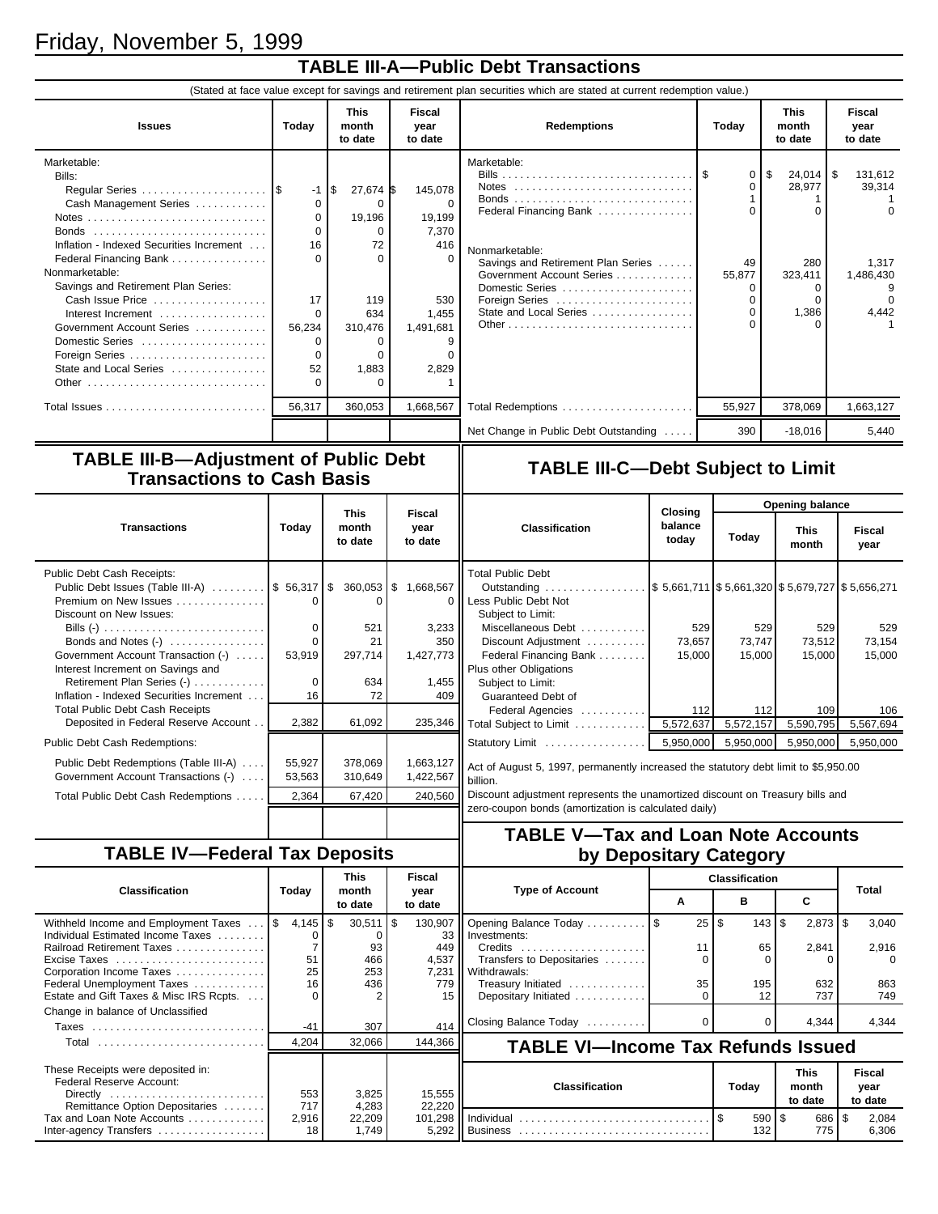Friday, November 5, 1999

## TABLE III-A—Public Debt Transactions

(Stated at face value except for savings and retirement plan securities which are stated at current redemption value.)

| Issues | Today | This month to date | Fiscal year to date |
|---|---|---|---|
| Marketable: | | | |
| Bills: | | | |
| Regular Series | $ -1 | $ 27,674 | $ 145,078 |
| Cash Management Series | 0 | 0 | 0 |
| Notes | 0 | 19,196 | 19,199 |
| Bonds | 0 | 0 | 7,370 |
| Inflation - Indexed Securities Increment | 16 | 72 | 416 |
| Federal Financing Bank | 0 | 0 | 0 |
| Nonmarketable: | | | |
| Savings and Retirement Plan Series: | | | |
| Cash Issue Price | 17 | 119 | 530 |
| Interest Increment | 0 | 634 | 1,455 |
| Government Account Series | 56,234 | 310,476 | 1,491,681 |
| Domestic Series | 0 | 0 | 9 |
| Foreign Series | 0 | 0 | 0 |
| State and Local Series | 52 | 1,883 | 2,829 |
| Other | 0 | 0 | 1 |
| Total Issues | 56,317 | 360,053 | 1,668,567 |

| Redemptions | Today | This month to date | Fiscal year to date |
|---|---|---|---|
| Marketable: | | | |
| Bills | $ 0 | $ 24,014 | $ 131,612 |
| Notes | 0 | 28,977 | 39,314 |
| Bonds | 1 | 1 | 1 |
| Federal Financing Bank | 0 | 0 | 0 |
| Nonmarketable: | | | |
| Savings and Retirement Plan Series | 49 | 280 | 1,317 |
| Government Account Series | 55,877 | 323,411 | 1,486,430 |
| Domestic Series | 0 | 0 | 9 |
| Foreign Series | 0 | 0 | 0 |
| State and Local Series | 0 | 1,386 | 4,442 |
| Other | 0 | 0 | 1 |
| Total Redemptions | 55,927 | 378,069 | 1,663,127 |
| Net Change in Public Debt Outstanding | 390 | -18,016 | 5,440 |

## TABLE III-B—Adjustment of Public Debt Transactions to Cash Basis

| Transactions | Today | This month to date | Fiscal year to date |
|---|---|---|---|
| Public Debt Cash Receipts: | | | |
| Public Debt Issues (Table III-A) | $ 56,317 | $ 360,053 | $ 1,668,567 |
| Premium on New Issues | 0 | 0 | 0 |
| Discount on New Issues: | | | |
| Bills (-) | 0 | 521 | 3,233 |
| Bonds and Notes (-) | 0 | 21 | 350 |
| Government Account Transaction (-) | 53,919 | 297,714 | 1,427,773 |
| Interest Increment on Savings and Retirement Plan Series (-) | 0 | 634 | 1,455 |
| Inflation - Indexed Securities Increment | 16 | 72 | 409 |
| Total Public Debt Cash Receipts Deposited in Federal Reserve Account | 2,382 | 61,092 | 235,346 |
| Public Debt Cash Redemptions: | | | |
| Public Debt Redemptions (Table III-A) | 55,927 | 378,069 | 1,663,127 |
| Government Account Transactions (-) | 53,563 | 310,649 | 1,422,567 |
| Total Public Debt Cash Redemptions | 2,364 | 67,420 | 240,560 |

## TABLE III-C—Debt Subject to Limit

| Classification | Closing balance today | Opening balance Today | Opening balance This month | Opening balance Fiscal year |
|---|---|---|---|---|
| Total Public Debt Outstanding | $ 5,661,711 | $ 5,661,320 | $ 5,679,727 | $ 5,656,271 |
| Less Public Debt Not Subject to Limit: | | | | |
| Miscellaneous Debt | 529 | 529 | 529 | 529 |
| Discount Adjustment | 73,657 | 73,747 | 73,512 | 73,154 |
| Federal Financing Bank | 15,000 | 15,000 | 15,000 | 15,000 |
| Plus other Obligations Subject to Limit: | | | | |
| Guaranteed Debt of Federal Agencies | 112 | 112 | 109 | 106 |
| Total Subject to Limit | 5,572,637 | 5,572,157 | 5,590,795 | 5,567,694 |
| Statutory Limit | 5,950,000 | 5,950,000 | 5,950,000 | 5,950,000 |

Act of August 5, 1997, permanently increased the statutory debt limit to $5,950.00 billion.

Discount adjustment represents the unamortized discount on Treasury bills and zero-coupon bonds (amortization is calculated daily)

## TABLE IV—Federal Tax Deposits

| Classification | Today | This month to date | Fiscal year to date |
|---|---|---|---|
| Withheld Income and Employment Taxes | $ 4,145 | $ 30,511 | $ 130,907 |
| Individual Estimated Income Taxes | 0 | 0 | 33 |
| Railroad Retirement Taxes | 7 | 93 | 449 |
| Excise Taxes | 51 | 466 | 4,537 |
| Corporation Income Taxes | 25 | 253 | 7,231 |
| Federal Unemployment Taxes | 16 | 436 | 779 |
| Estate and Gift Taxes & Misc IRS Rcpts. | 0 | 2 | 15 |
| Change in balance of Unclassified Taxes | -41 | 307 | 414 |
| Total | 4,204 | 32,066 | 144,366 |
| These Receipts were deposited in: | | | |
| Federal Reserve Account: | | | |
| Directly | 553 | 3,825 | 15,555 |
| Remittance Option Depositaries | 717 | 4,283 | 22,220 |
| Tax and Loan Note Accounts | 2,916 | 22,209 | 101,298 |
| Inter-agency Transfers | 18 | 1,749 | 5,292 |

## TABLE V—Tax and Loan Note Accounts by Depositary Category

| Type of Account | Classification A | Classification B | Classification C | Total |
|---|---|---|---|---|
| Opening Balance Today | $ 25 | $ 143 | $ 2,873 | $ 3,040 |
| Investments: | | | | |
| Credits | 11 | 65 | 2,841 | 2,916 |
| Transfers to Depositaries | 0 | 0 | 0 | 0 |
| Withdrawals: | | | | |
| Treasury Initiated | 35 | 195 | 632 | 863 |
| Depositary Initiated | 0 | 12 | 737 | 749 |
| Closing Balance Today | 0 | 0 | 4,344 | 4,344 |

## TABLE VI—Income Tax Refunds Issued

| Classification | Today | This month to date | Fiscal year to date |
|---|---|---|---|
| Individual | $ 590 | $ 686 | $ 2,084 |
| Business | 132 | 775 | 6,306 |